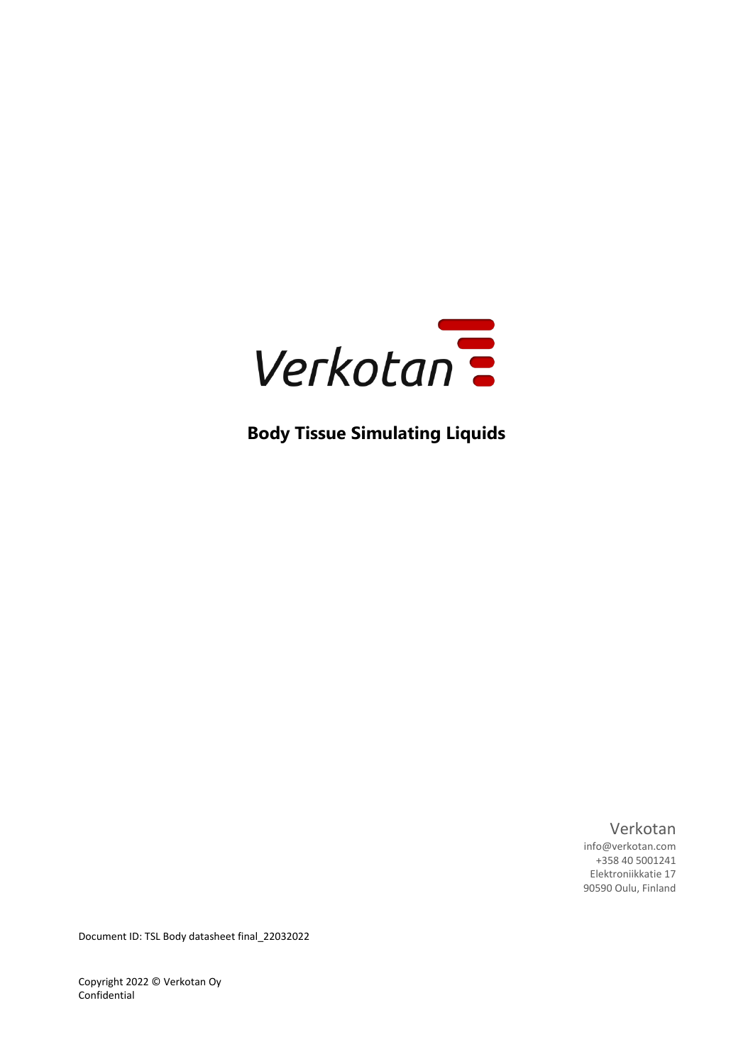Verkotan

# Body Tissue Simulating Liquids

Verkotan
info@verkotan.com
+358 40 5001241
Elektroniikkatie 17
90590 Oulu, Finland

Document ID: TSL Body datasheet final_22032022

Copyright 2022 © Verkotan Oy
Confidential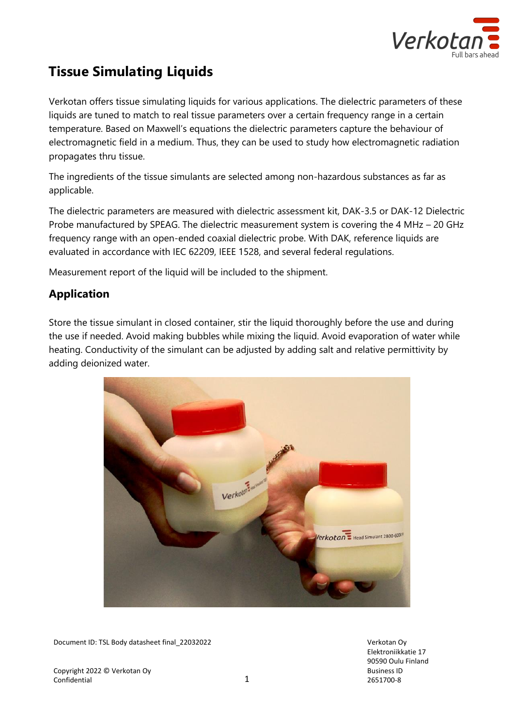# Tissue Simulating Liquids

Verkotan offers tissue simulating liquids for various applications. The dielectric parameters of these liquids are tuned to match to real tissue parameters over a certain frequency range in a certain temperature. Based on Maxwell's equations the dielectric parameters capture the behaviour of electromagnetic field in a medium. Thus, they can be used to study how electromagnetic radiation propagates thru tissue.

The ingredients of the tissue simulants are selected among non-hazardous substances as far as applicable.

The dielectric parameters are measured with dielectric assessment kit, DAK-3.5 or DAK-12 Dielectric Probe manufactured by SPEAG. The dielectric measurement system is covering the 4 MHz – 20 GHz frequency range with an open-ended coaxial dielectric probe. With DAK, reference liquids are evaluated in accordance with IEC 62209, IEEE 1528, and several federal regulations.

Measurement report of the liquid will be included to the shipment.

## Application

Store the tissue simulant in closed container, stir the liquid thoroughly before the use and during the use if needed. Avoid making bubbles while mixing the liquid. Avoid evaporation of water while heating. Conductivity of the simulant can be adjusted by adding salt and relative permittivity by adding deionized water.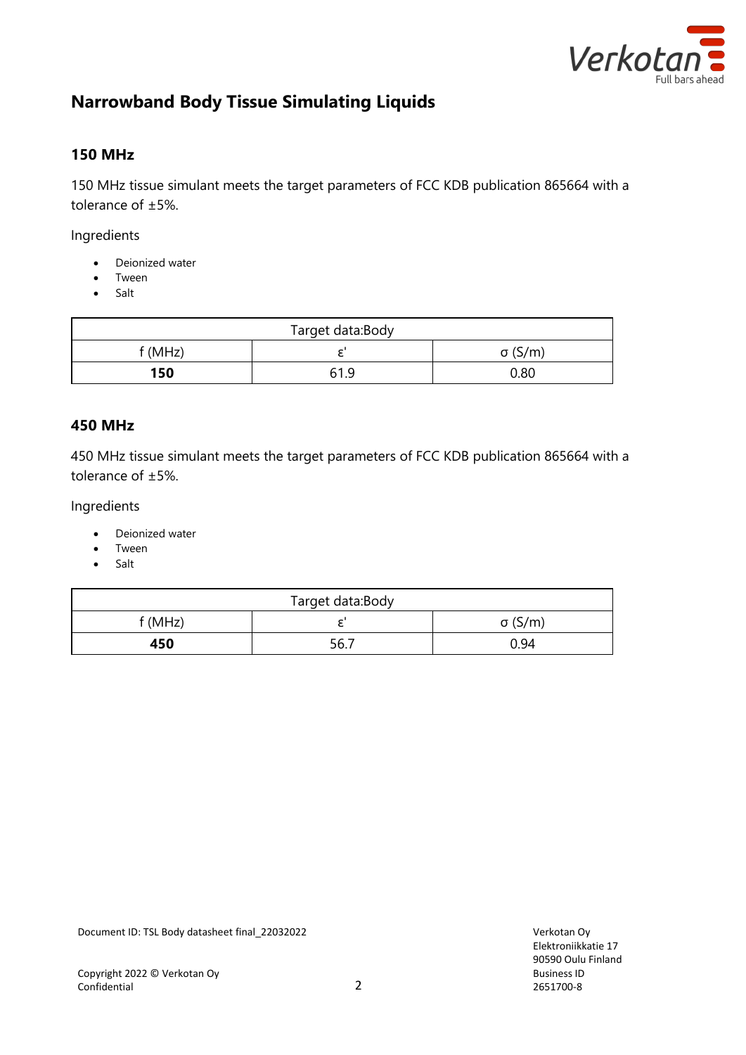## Narrowband Body Tissue Simulating Liquids

### 150 MHz

150 MHz tissue simulant meets the target parameters of FCC KDB publication 865664 with a tolerance of ±5%.

Ingredients

- Deionized water
- Tween
- Salt

| Target data:Body | | |
|---|---|---|
| f (MHz) | ε' | σ (S/m) |
| **150** | 61.9 | 0.80 |

### 450 MHz

450 MHz tissue simulant meets the target parameters of FCC KDB publication 865664 with a tolerance of ±5%.

Ingredients

- Deionized water
- Tween
- Salt

| Target data:Body | | |
|---|---|---|
| f (MHz) | ε' | σ (S/m) |
| **450** | 56.7 | 0.94 |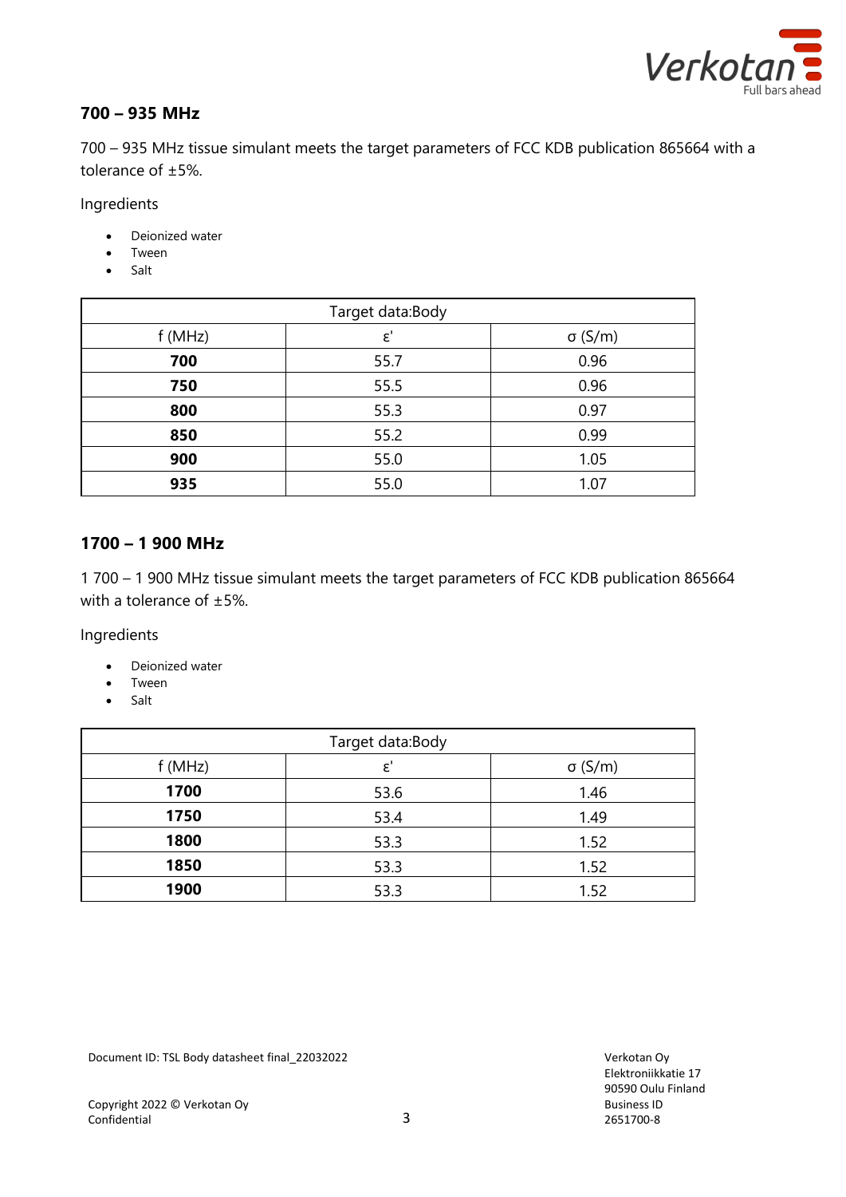## 700 – 935 MHz

700 – 935 MHz tissue simulant meets the target parameters of FCC KDB publication 865664 with a tolerance of ±5%.

Ingredients

- Deionized water
- Tween
- Salt

| Target data:Body | | |
|---|---|---|
| f (MHz) | ε' | σ (S/m) |
| **700** | 55.7 | 0.96 |
| **750** | 55.5 | 0.96 |
| **800** | 55.3 | 0.97 |
| **850** | 55.2 | 0.99 |
| **900** | 55.0 | 1.05 |
| **935** | 55.0 | 1.07 |

## 1700 – 1 900 MHz

1 700 – 1 900 MHz tissue simulant meets the target parameters of FCC KDB publication 865664 with a tolerance of ±5%.

Ingredients

- Deionized water
- Tween
- Salt

| Target data:Body | | |
|---|---|---|
| f (MHz) | ε' | σ (S/m) |
| **1700** | 53.6 | 1.46 |
| **1750** | 53.4 | 1.49 |
| **1800** | 53.3 | 1.52 |
| **1850** | 53.3 | 1.52 |
| **1900** | 53.3 | 1.52 |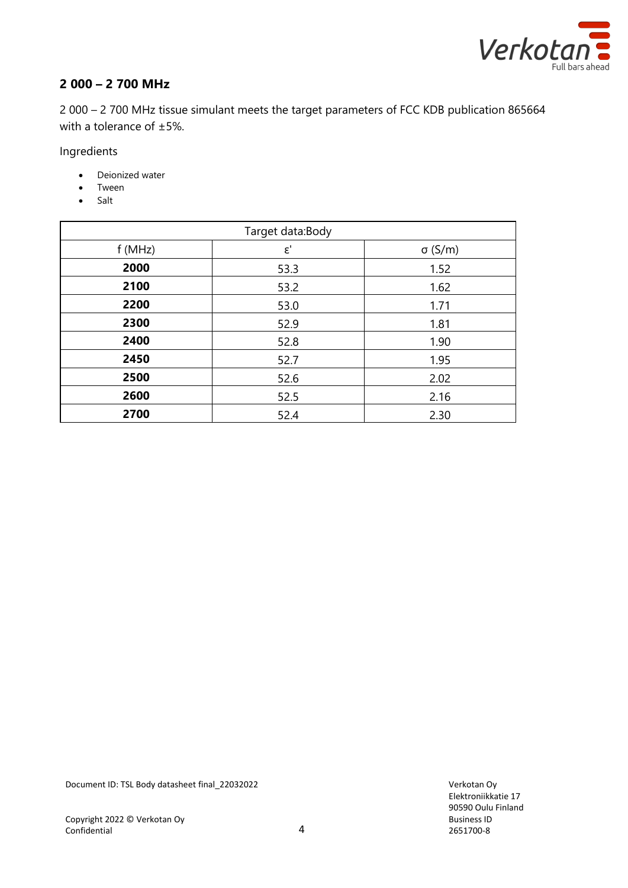## 2 000 – 2 700 MHz

2 000 – 2 700 MHz tissue simulant meets the target parameters of FCC KDB publication 865664 with a tolerance of ±5%.

Ingredients

- Deionized water
- Tween
- Salt

| Target data:Body | | |
|---|---|---|
| f (MHz) | ε' | σ (S/m) |
| **2000** | 53.3 | 1.52 |
| **2100** | 53.2 | 1.62 |
| **2200** | 53.0 | 1.71 |
| **2300** | 52.9 | 1.81 |
| **2400** | 52.8 | 1.90 |
| **2450** | 52.7 | 1.95 |
| **2500** | 52.6 | 2.02 |
| **2600** | 52.5 | 2.16 |
| **2700** | 52.4 | 2.30 |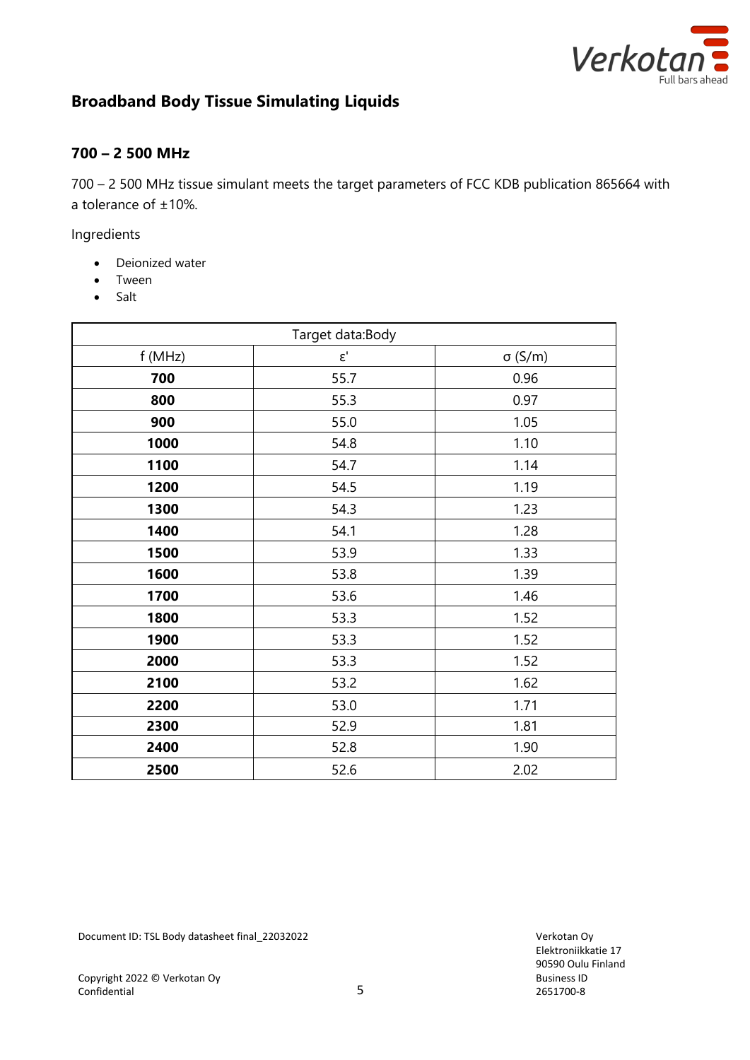## Broadband Body Tissue Simulating Liquids

### 700 – 2 500 MHz

700 – 2 500 MHz tissue simulant meets the target parameters of FCC KDB publication 865664 with a tolerance of ±10%.

Ingredients

- Deionized water
- Tween
- Salt

| Target data:Body | | |
|---|---|---|
| f (MHz) | ε' | σ (S/m) |
| **700** | 55.7 | 0.96 |
| **800** | 55.3 | 0.97 |
| **900** | 55.0 | 1.05 |
| **1000** | 54.8 | 1.10 |
| **1100** | 54.7 | 1.14 |
| **1200** | 54.5 | 1.19 |
| **1300** | 54.3 | 1.23 |
| **1400** | 54.1 | 1.28 |
| **1500** | 53.9 | 1.33 |
| **1600** | 53.8 | 1.39 |
| **1700** | 53.6 | 1.46 |
| **1800** | 53.3 | 1.52 |
| **1900** | 53.3 | 1.52 |
| **2000** | 53.3 | 1.52 |
| **2100** | 53.2 | 1.62 |
| **2200** | 53.0 | 1.71 |
| **2300** | 52.9 | 1.81 |
| **2400** | 52.8 | 1.90 |
| **2500** | 52.6 | 2.02 |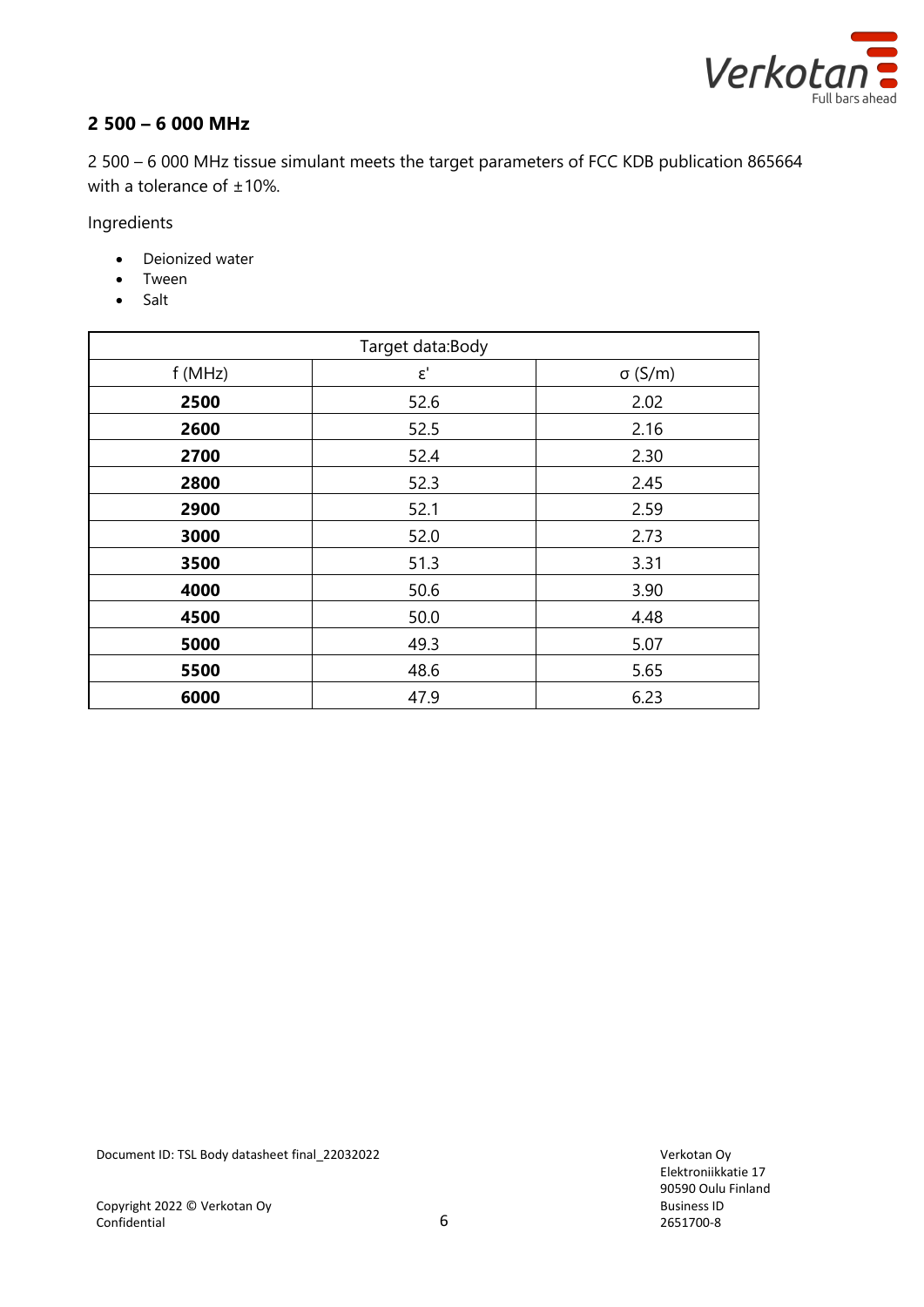## 2 500 – 6 000 MHz

2 500 – 6 000 MHz tissue simulant meets the target parameters of FCC KDB publication 865664 with a tolerance of ±10%.

Ingredients

- Deionized water
- Tween
- Salt

| Target data:Body | | |
|---|---|---|
| f (MHz) | ε' | σ (S/m) |
| **2500** | 52.6 | 2.02 |
| **2600** | 52.5 | 2.16 |
| **2700** | 52.4 | 2.30 |
| **2800** | 52.3 | 2.45 |
| **2900** | 52.1 | 2.59 |
| **3000** | 52.0 | 2.73 |
| **3500** | 51.3 | 3.31 |
| **4000** | 50.6 | 3.90 |
| **4500** | 50.0 | 4.48 |
| **5000** | 49.3 | 5.07 |
| **5500** | 48.6 | 5.65 |
| **6000** | 47.9 | 6.23 |